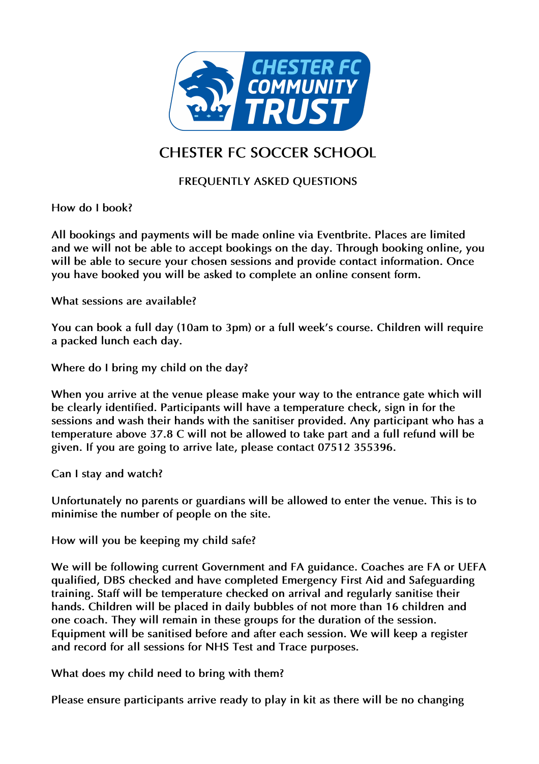# CHESTER FC SOCCER SCHOOL

## FREQUENTLY ASKED QUESTIONS

How do I book?

All bookings and payments will be made online via Eventbrite. Places are limited and we will not be able to accept bookings on the day. Through booking online, you will be able to secure your chosen sessions and provide contact information. Once you have booked you will be asked to complete an online consent form.

What sessions are available?

You can book a full day (10am to 3pm) or a full week's course. Children will require a packed lunch each day.

Where do I bring my child on the day?

When you arrive at the venue please make your way to the entrance gate which will be clearly identified. Participants will have a temperature check, sign in for the sessions and wash their hands with the sanitiser provided. Any participant who has a temperature above 37.8 C will not be allowed to take part and a full refund will be given. If you are going to arrive late, please contact 07512 355396.

Can I stay and watch?

Unfortunately no parents or guardians will be allowed to enter the venue. This is to minimise the number of people on the site.

How will you be keeping my child safe?

We will be following current Government and FA guidance. Coaches are FA or UEFA qualified, DBS checked and have completed Emergency First Aid and Safeguarding training. Staff will be temperature checked on arrival and regularly sanitise their hands. Children will be placed in daily bubbles of not more than 16 children and one coach. They will remain in these groups for the duration of the session. Equipment will be sanitised before and after each session. We will keep a register and record for all sessions for NHS Test and Trace purposes.

What does my child need to bring with them?

Please ensure participants arrive ready to play in kit as there will be no changing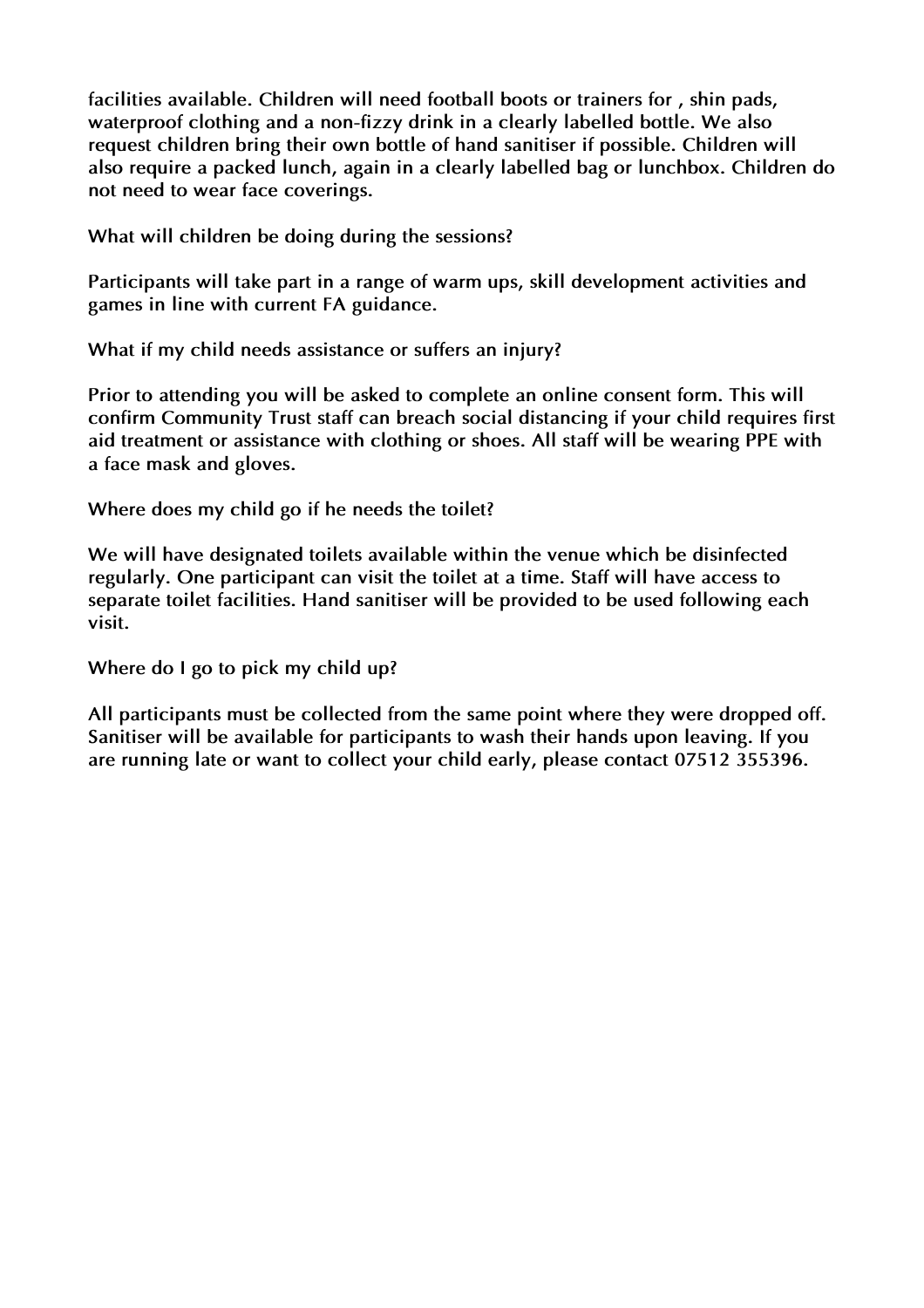**facilities available. Children will need football boots or trainers for , shin pads, waterproof clothing and a non-fizzy drink in a clearly labelled bottle. We also request children bring their own bottle of hand sanitiser if possible. Children will also require a packed lunch, again in a clearly labelled bag or lunchbox. Children do not need to wear face coverings.**

**What will children be doing during the sessions?**

**Participants will take part in a range of warm ups, skill development activities and games in line with current FA guidance.**

**What if my child needs assistance or suffers an injury?**

**Prior to attending you will be asked to complete an online consent form. This will confirm Community Trust staff can breach social distancing if your child requires first aid treatment or assistance with clothing or shoes. All staff will be wearing PPE with a face mask and gloves.**

**Where does my child go if he needs the toilet?**

**We will have designated toilets available within the venue which be disinfected regularly. One participant can visit the toilet at a time. Staff will have access to separate toilet facilities. Hand sanitiser will be provided to be used following each visit.**

**Where do I go to pick my child up?**

**All participants must be collected from the same point where they were dropped off. Sanitiser will be available for participants to wash their hands upon leaving. If you are running late or want to collect your child early, please contact 07512 355396.**